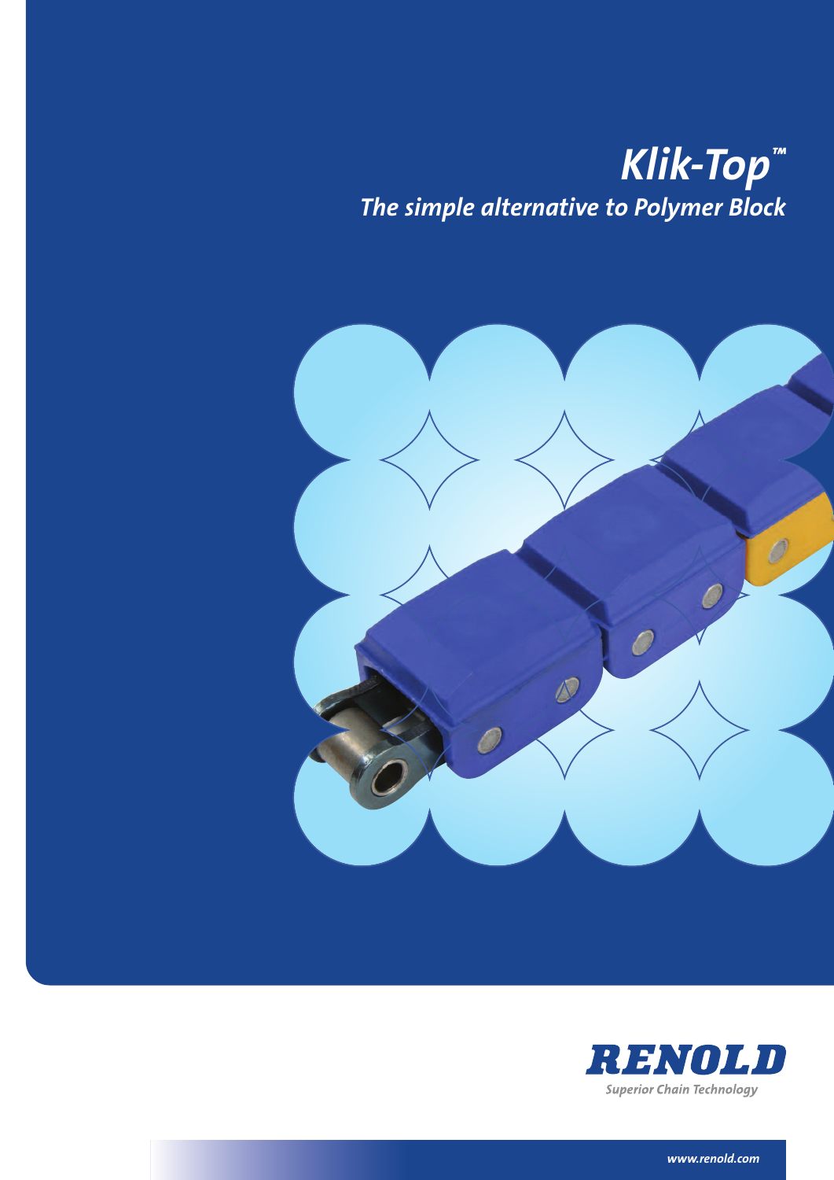# Klik-Top™

## The simple alternative to Polymer Block

RENOLD

*Superior Chain Technology*

www.renold.com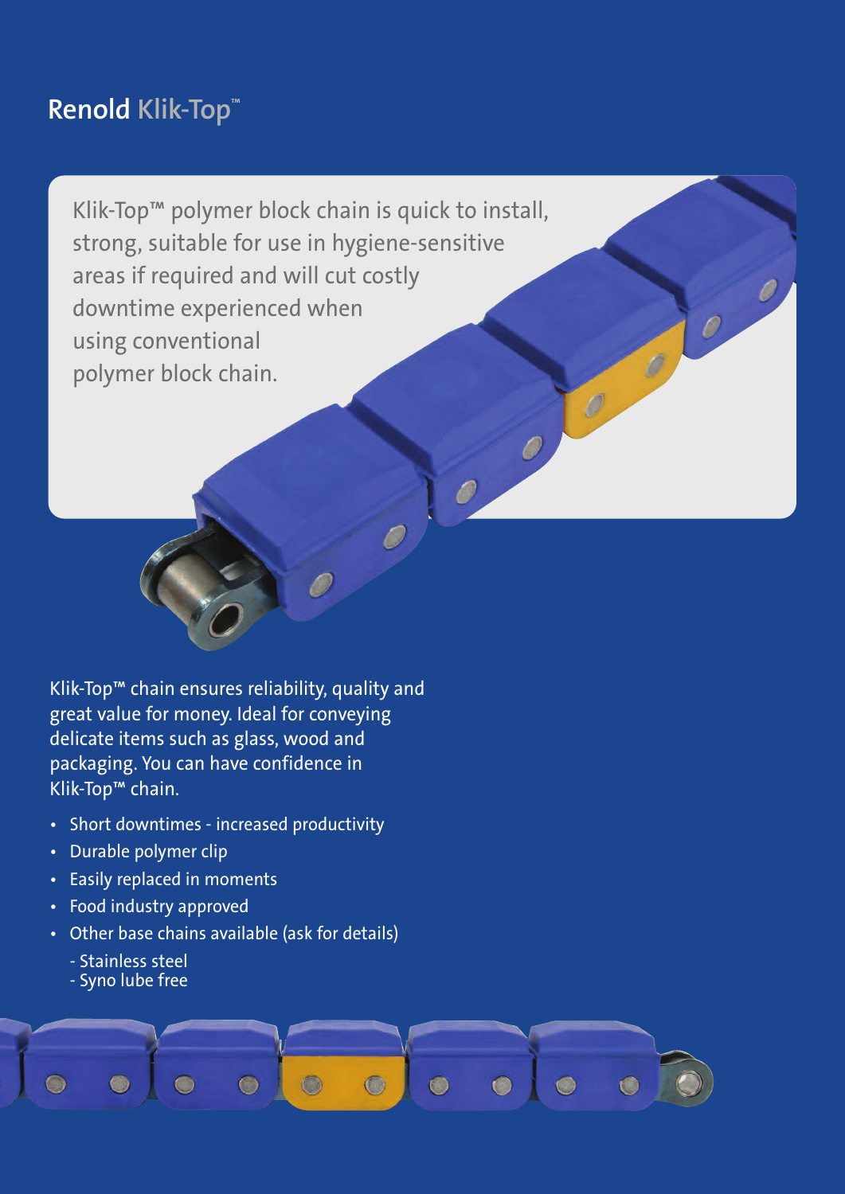# Renold Klik-Top™

Klik-Top™ polymer block chain is quick to install, strong, suitable for use in hygiene-sensitive areas if required and will cut costly downtime experienced when using conventional polymer block chain.

Klik-Top™ chain ensures reliability, quality and great value for money. Ideal for conveying delicate items such as glass, wood and packaging. You can have confidence in Klik-Top™ chain.

- Short downtimes - increased productivity
- Durable polymer clip
- Easily replaced in moments
- Food industry approved
- Other base chains available (ask for details)
  - Stainless steel
  - Syno lube free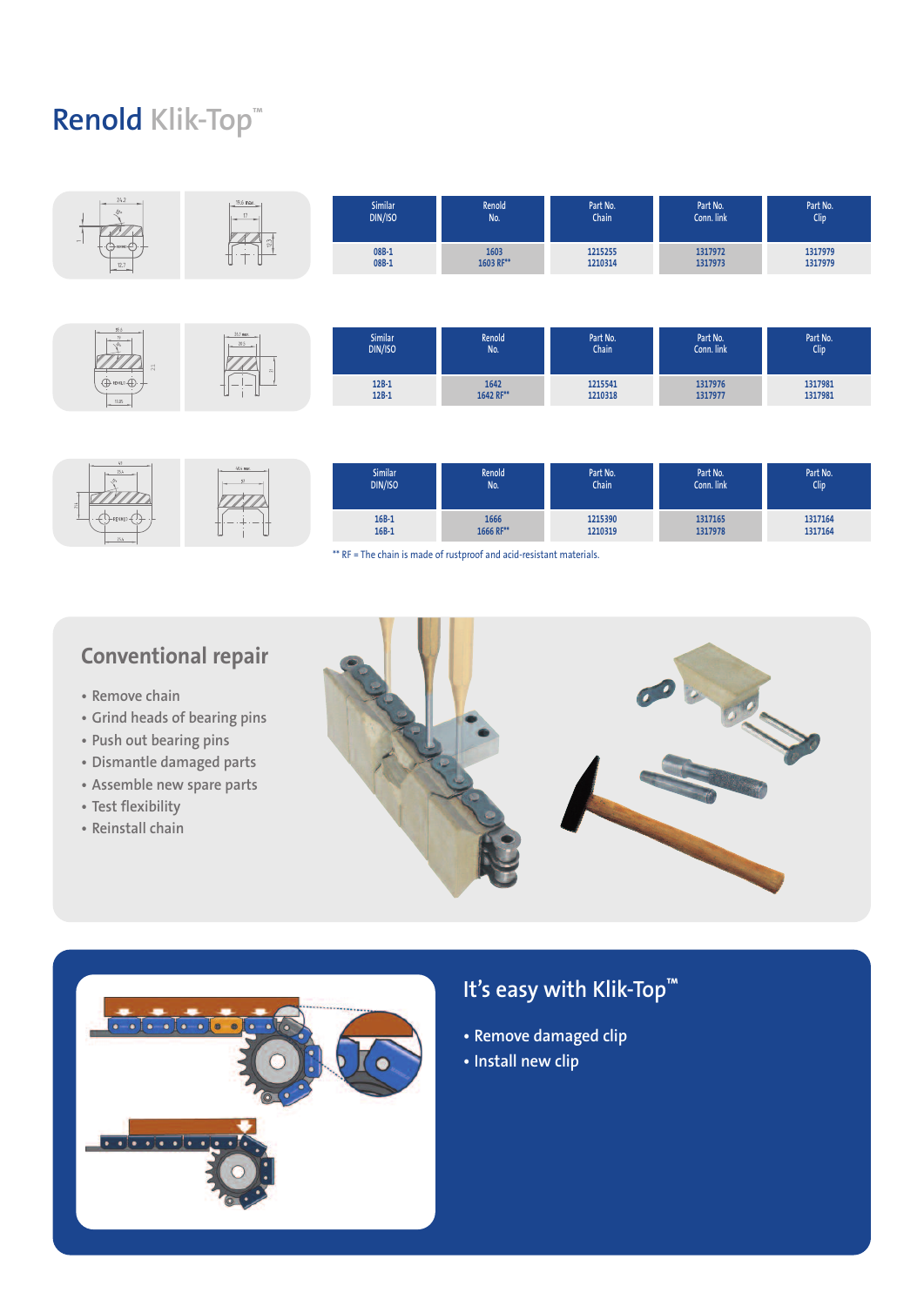# Renold Klik-Top™

| Similar DIN/ISO | Renold No. | Part No. Chain | Part No. Conn. link | Part No. Clip |
|---|---|---|---|---|
| 08B-1 | 1603 | 1215255 | 1317972 | 1317979 |
| 08B-1 | 1603 RF** | 1210314 | 1317973 | 1317979 |

| Similar DIN/ISO | Renold No. | Part No. Chain | Part No. Conn. link | Part No. Clip |
|---|---|---|---|---|
| 12B-1 | 1642 | 1215541 | 1317976 | 1317981 |
| 12B-1 | 1642 RF** | 1210318 | 1317977 | 1317981 |

| Similar DIN/ISO | Renold No. | Part No. Chain | Part No. Conn. link | Part No. Clip |
|---|---|---|---|---|
| 16B-1 | 1666 | 1215390 | 1317165 | 1317164 |
| 16B-1 | 1666 RF** | 1210319 | 1317978 | 1317164 |

** RF = The chain is made of rustproof and acid-resistant materials.

## Conventional repair

- Remove chain
- Grind heads of bearing pins
- Push out bearing pins
- Dismantle damaged parts
- Assemble new spare parts
- Test flexibility
- Reinstall chain

## It's easy with Klik-Top™

- Remove damaged clip
- Install new clip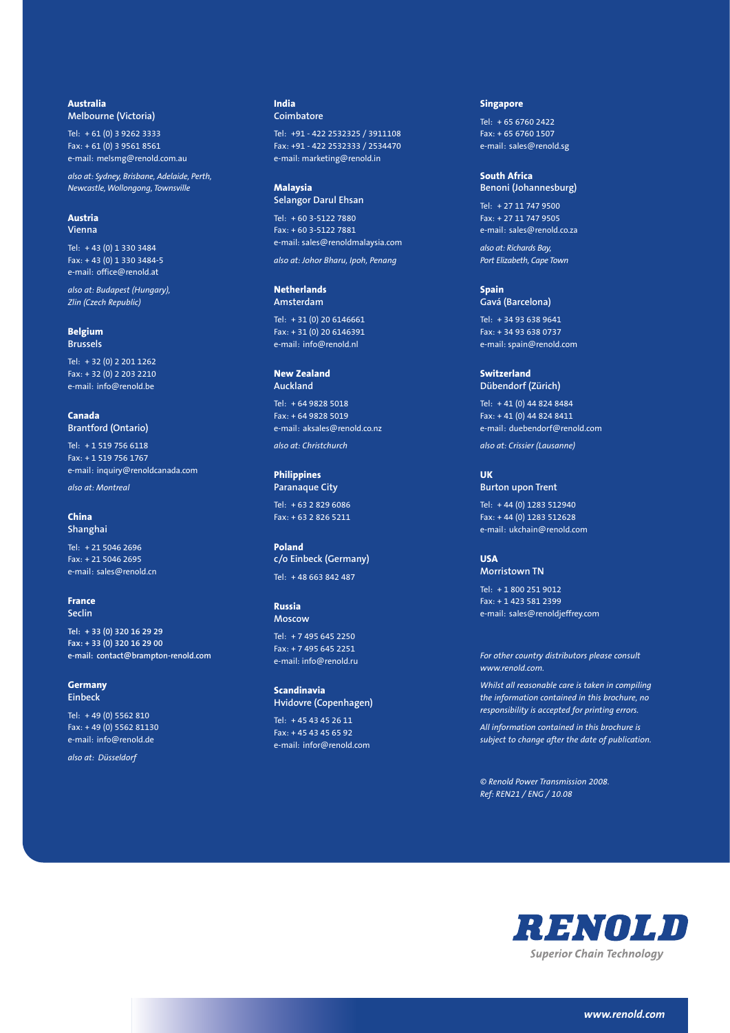**Australia**
Melbourne (Victoria)

Tel: + 61 (0) 3 9262 3333
Fax: + 61 (0) 3 9561 8561
e-mail: melsmg@renold.com.au

*also at: Sydney, Brisbane, Adelaide, Perth, Newcastle, Wollongong, Townsville*

**Austria**
Vienna

Tel: + 43 (0) 1 330 3484
Fax: + 43 (0) 1 330 3484-5
e-mail: office@renold.at

*also at: Budapest (Hungary), Zlin (Czech Republic)*

**Belgium**
Brussels

Tel: + 32 (0) 2 201 1262
Fax: + 32 (0) 2 203 2210
e-mail: info@renold.be

**Canada**
Brantford (Ontario)

Tel: + 1 519 756 6118
Fax: + 1 519 756 1767
e-mail: inquiry@renoldcanada.com

*also at: Montreal*

**China**
Shanghai

Tel: + 21 5046 2696
Fax: + 21 5046 2695
e-mail: sales@renold.cn

**France**
Seclin

Tel: + 33 (0) 320 16 29 29
Fax: + 33 (0) 320 16 29 00
e-mail: contact@brampton-renold.com

**Germany**
Einbeck

Tel: + 49 (0) 5562 810
Fax: + 49 (0) 5562 81130
e-mail: info@renold.de

*also at: Düsseldorf*

**India**
Coimbatore

Tel: +91 - 422 2532325 / 3911108
Fax: +91 - 422 2532333 / 2534470
e-mail: marketing@renold.in

**Malaysia**
Selangor Darul Ehsan

Tel: + 60 3-5122 7880
Fax: + 60 3-5122 7881
e-mail: sales@renoldmalaysia.com

*also at: Johor Bharu, Ipoh, Penang*

**Netherlands**
Amsterdam

Tel: + 31 (0) 20 6146661
Fax: + 31 (0) 20 6146391
e-mail: info@renold.nl

**New Zealand**
Auckland

Tel: + 64 9828 5018
Fax: + 64 9828 5019
e-mail: aksales@renold.co.nz

*also at: Christchurch*

**Philippines**
Paranaque City

Tel: + 63 2 829 6086
Fax: + 63 2 826 5211

**Poland**
c/o Einbeck (Germany)

Tel: + 48 663 842 487

**Russia**
Moscow

Tel: + 7 495 645 2250
Fax: + 7 495 645 2251
e-mail: info@renold.ru

**Scandinavia**
Hvidovre (Copenhagen)

Tel: + 45 43 45 26 11
Fax: + 45 43 45 65 92
e-mail: infor@renold.com

**Singapore**

Tel: + 65 6760 2422
Fax: + 65 6760 1507
e-mail: sales@renold.sg

**South Africa**
Benoni (Johannesburg)

Tel: + 27 11 747 9500
Fax: + 27 11 747 9505
e-mail: sales@renold.co.za

*also at: Richards Bay, Port Elizabeth, Cape Town*

**Spain**
Gavá (Barcelona)

Tel: + 34 93 638 9641
Fax: + 34 93 638 0737
e-mail: spain@renold.com

**Switzerland**
Dübendorf (Zürich)

Tel: + 41 (0) 44 824 8484
Fax: + 41 (0) 44 824 8411
e-mail: duebendorf@renold.com

*also at: Crissier (Lausanne)*

**UK**
Burton upon Trent

Tel: + 44 (0) 1283 512940
Fax: + 44 (0) 1283 512628
e-mail: ukchain@renold.com

**USA**
Morristown TN

Tel: + 1 800 251 9012
Fax: + 1 423 581 2399
e-mail: sales@renoldjeffrey.com

*For other country distributors please consult www.renold.com.*

*Whilst all reasonable care is taken in compiling the information contained in this brochure, no responsibility is accepted for printing errors.*

*All information contained in this brochure is subject to change after the date of publication.*

*© Renold Power Transmission 2008.*
*Ref: REN21 / ENG / 10.08*

**RENOLD**
*Superior Chain Technology*

*www.renold.com*